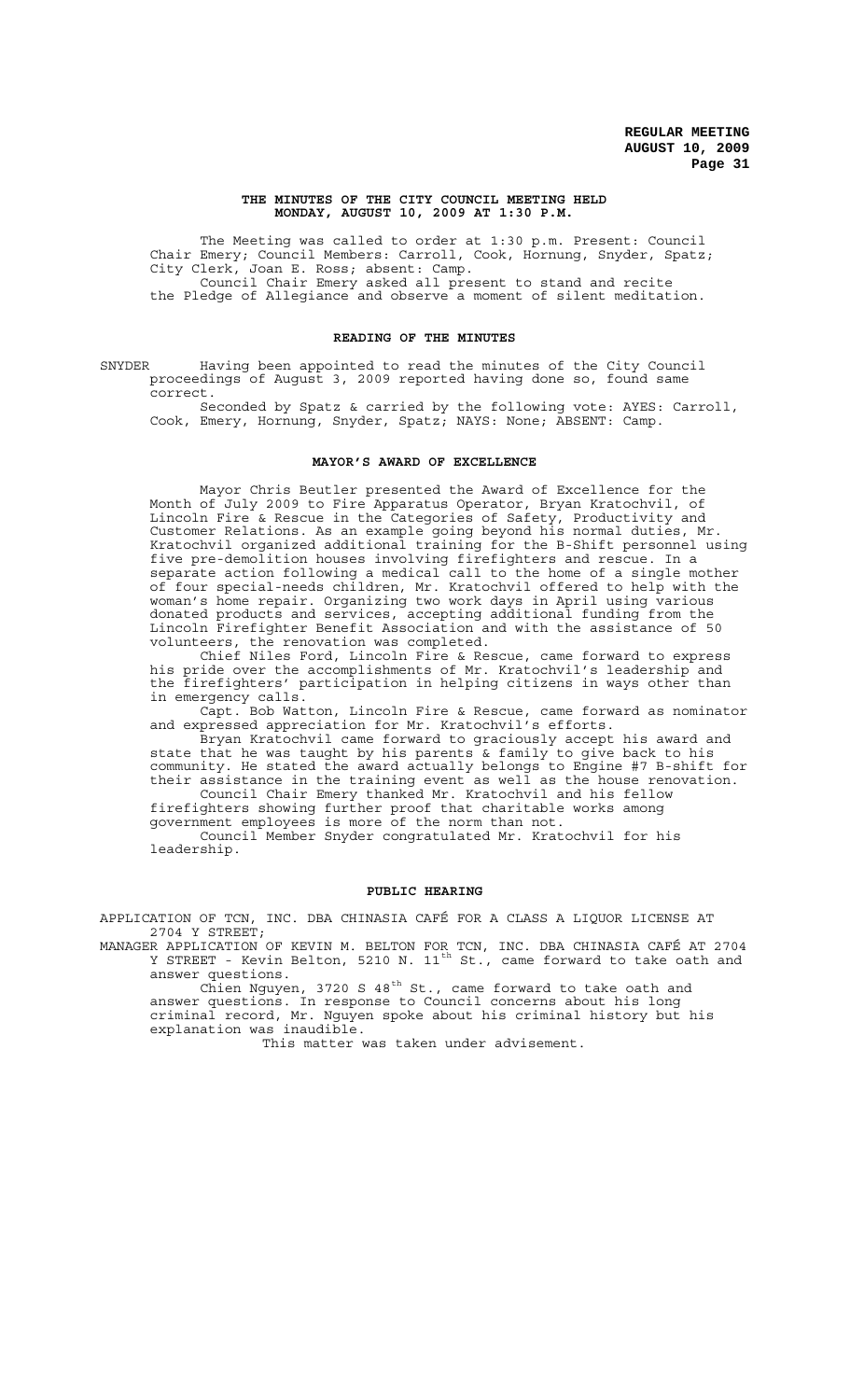# THE MINUTES OF THE CITY COUNCIL MEETING HELD MONDAY, AUGUST 10, 2009 AT 1:30 P.M.

The Meeting was called to order at 1:30 p.m. Present: Council Chair Emery; Council Members: Carroll, Cook, Hornung, Snyder, Spatz; City Clerk, Joan E. Ross; absent: Camp.

Council Chair Emery asked all present to stand and recite the Pledge of Allegiance and observe a moment of silent meditation.

## READING OF THE MINUTES

SNYDER Having been appointed to read the minutes of the City Council proceedings of August 3, 2009 reported having done so, found same correct.

Seconded by Spatz & carried by the following vote: AYES: Carroll, Cook, Emery, Hornung, Snyder, Spatz; NAYS: None; ABSENT: Camp.

## MAYOR'S AWARD OF EXCELLENCE

Mayor Chris Beutler presented the Award of Excellence for the Month of July 2009 to Fire Apparatus Operator, Bryan Kratochvil, of Lincoln Fire & Rescue in the Categories of Safety, Productivity and Customer Relations. As an example going beyond his normal duties, Mr. Kratochvil organized additional training for the B-Shift personnel using five pre-demolition houses involving firefighters and rescue. In a separate action following a medical call to the home of a single mother of four special-needs children, Mr. Kratochvil offered to help with the woman's home repair. Organizing two work days in April using various donated products and services, accepting additional funding from the Lincoln Firefighter Benefit Association and with the assistance of 50 volunteers, the renovation was completed.

Chief Niles Ford, Lincoln Fire & Rescue, came forward to express his pride over the accomplishments of Mr. Kratochvil's leadership and the firefighters' participation in helping citizens in ways other than in emergency calls.

Capt. Bob Watton, Lincoln Fire & Rescue, came forward as nominator and expressed appreciation for Mr. Kratochvil's efforts.

Bryan Kratochvil came forward to graciously accept his award and state that he was taught by his parents & family to give back to his community. He stated the award actually belongs to Engine #7 B-shift for their assistance in the training event as well as the house renovation.

Council Chair Emery thanked Mr. Kratochvil and his fellow firefighters showing further proof that charitable works among government employees is more of the norm than not.

Council Member Snyder congratulated Mr. Kratochvil for his leadership.

## PUBLIC HEARING

APPLICATION OF TCN, INC. DBA CHINASIA CAFÉ FOR A CLASS A LIQUOR LICENSE AT 2704 Y STREET;

MANAGER APPLICATION OF KEVIN M. BELTON FOR TCN, INC. DBA CHINASIA CAFÉ AT 2704 Y STREET - Kevin Belton, 5210 N. 11th St., came forward to take oath and answer questions.

Chien Nguyen, 3720 S 48th St., came forward to take oath and answer questions. In response to Council concerns about his long criminal record, Mr. Nguyen spoke about his criminal history but his explanation was inaudible.

This matter was taken under advisement.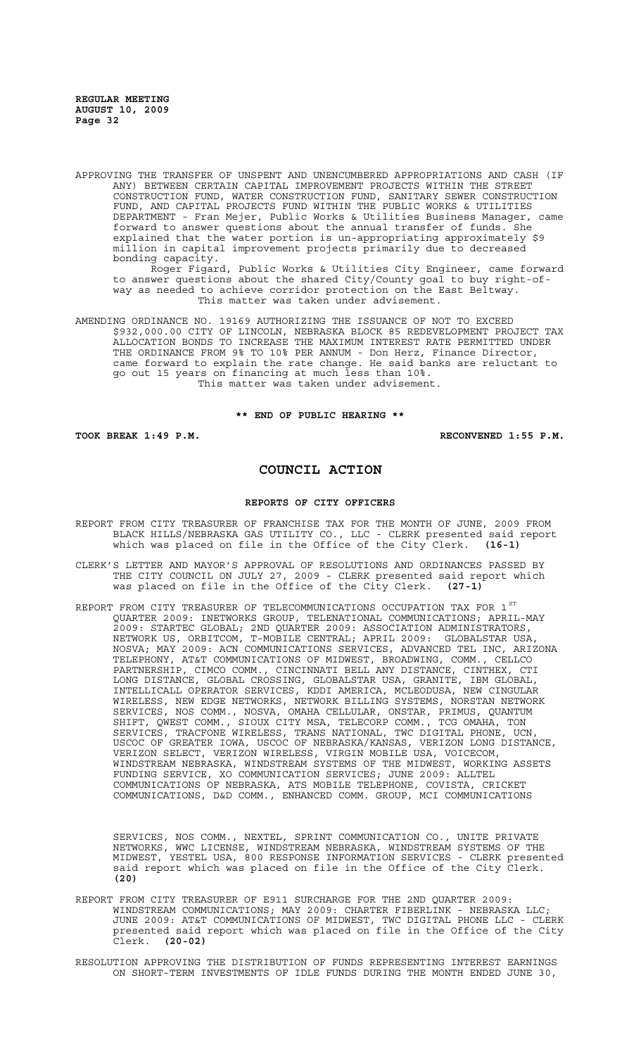APPROVING THE TRANSFER OF UNSPENT AND UNENCUMBERED APPROPRIATIONS AND CASH (IF ANY) BETWEEN CERTAIN CAPITAL IMPROVEMENT PROJECTS WITHIN THE STREET CONSTRUCTION FUND, WATER CONSTRUCTION FUND, SANITARY SEWER CONSTRUCTION FUND, AND CAPITAL PROJECTS FUND WITHIN THE PUBLIC WORKS & UTILITIES DEPARTMENT - Fran Mejer, Public Works & Utilities Business Manager, came forward to answer questions about the annual transfer of funds. She explained that the water portion is un-appropriating approximately $9 million in capital improvement projects primarily due to decreased bonding capacity.

Roger Figard, Public Works & Utilities City Engineer, came forward to answer questions about the shared City/County goal to buy right-of-way as needed to achieve corridor protection on the East Beltway.

This matter was taken under advisement.

AMENDING ORDINANCE NO. 19169 AUTHORIZING THE ISSUANCE OF NOT TO EXCEED $932,000.00 CITY OF LINCOLN, NEBRASKA BLOCK 85 REDEVELOPMENT PROJECT TAX ALLOCATION BONDS TO INCREASE THE MAXIMUM INTEREST RATE PERMITTED UNDER THE ORDINANCE FROM 9% TO 10% PER ANNUM - Don Herz, Finance Director, came forward to explain the rate change. He said banks are reluctant to go out 15 years on financing at much less than 10%.

This matter was taken under advisement.

**\*\* END OF PUBLIC HEARING \*\***

**TOOK BREAK 1:49 P.M. RECONVENED 1:55 P.M.**

## COUNCIL ACTION

### REPORTS OF CITY OFFICERS

REPORT FROM CITY TREASURER OF FRANCHISE TAX FOR THE MONTH OF JUNE, 2009 FROM BLACK HILLS/NEBRASKA GAS UTILITY CO., LLC - CLERK presented said report which was placed on file in the Office of the City Clerk. **(16-1)**

CLERK'S LETTER AND MAYOR'S APPROVAL OF RESOLUTIONS AND ORDINANCES PASSED BY THE CITY COUNCIL ON JULY 27, 2009 - CLERK presented said report which was placed on file in the Office of the City Clerk. **(27-1)**

REPORT FROM CITY TREASURER OF TELECOMMUNICATIONS OCCUPATION TAX FOR 1ST QUARTER 2009: INETWORKS GROUP, TELENATIONAL COMMUNICATIONS; APRIL-MAY 2009: STARTEC GLOBAL; 2ND QUARTER 2009: ASSOCIATION ADMINISTRATORS, NETWORK US, ORBITCOM, T-MOBILE CENTRAL; APRIL 2009: GLOBALSTAR USA, NOSVA; MAY 2009: ACN COMMUNICATIONS SERVICES, ADVANCED TEL INC, ARIZONA TELEPHONY, AT&T COMMUNICATIONS OF MIDWEST, BROADWING, COMM., CELLCO PARTNERSHIP, CIMCO COMM., CINCINNATI BELL ANY DISTANCE, CINTHEX, CTI LONG DISTANCE, GLOBAL CROSSING, GLOBALSTAR USA, GRANITE, IBM GLOBAL, INTELLICALL OPERATOR SERVICES, KDDI AMERICA, MCLEODUSA, NEW CINGULAR WIRELESS, NEW EDGE NETWORKS, NETWORK BILLING SYSTEMS, NORSTAN NETWORK SERVICES, NOS COMM., NOSVA, OMAHA CELLULAR, ONSTAR, PRIMUS, QUANTUM SHIFT, QWEST COMM., SIOUX CITY MSA, TELECORP COMM., TCG OMAHA, TON SERVICES, TRACFONE WIRELESS, TRANS NATIONAL, TWC DIGITAL PHONE, UCN, USCOC OF GREATER IOWA, USCOC OF NEBRASKA/KANSAS, VERIZON LONG DISTANCE, VERIZON SELECT, VERIZON WIRELESS, VIRGIN MOBILE USA, VOICECOM, WINDSTREAM NEBRASKA, WINDSTREAM SYSTEMS OF THE MIDWEST, WORKING ASSETS FUNDING SERVICE, XO COMMUNICATION SERVICES; JUNE 2009: ALLTEL COMMUNICATIONS OF NEBRASKA, ATS MOBILE TELEPHONE, COVISTA, CRICKET COMMUNICATIONS, D&D COMM., ENHANCED COMM. GROUP, MCI COMMUNICATIONS SERVICES, NOS COMM., NEXTEL, SPRINT COMMUNICATION CO., UNITE PRIVATE NETWORKS, WWC LICENSE, WINDSTREAM NEBRASKA, WINDSTREAM SYSTEMS OF THE MIDWEST, YESTEL USA, 800 RESPONSE INFORMATION SERVICES - CLERK presented said report which was placed on file in the Office of the City Clerk. **(20)**

REPORT FROM CITY TREASURER OF E911 SURCHARGE FOR THE 2ND QUARTER 2009: WINDSTREAM COMMUNICATIONS; MAY 2009: CHARTER FIBERLINK - NEBRASKA LLC; JUNE 2009: AT&T COMMUNICATIONS OF MIDWEST, TWC DIGITAL PHONE LLC - CLERK presented said report which was placed on file in the Office of the City Clerk. **(20-02)**

RESOLUTION APPROVING THE DISTRIBUTION OF FUNDS REPRESENTING INTEREST EARNINGS ON SHORT-TERM INVESTMENTS OF IDLE FUNDS DURING THE MONTH ENDED JUNE 30,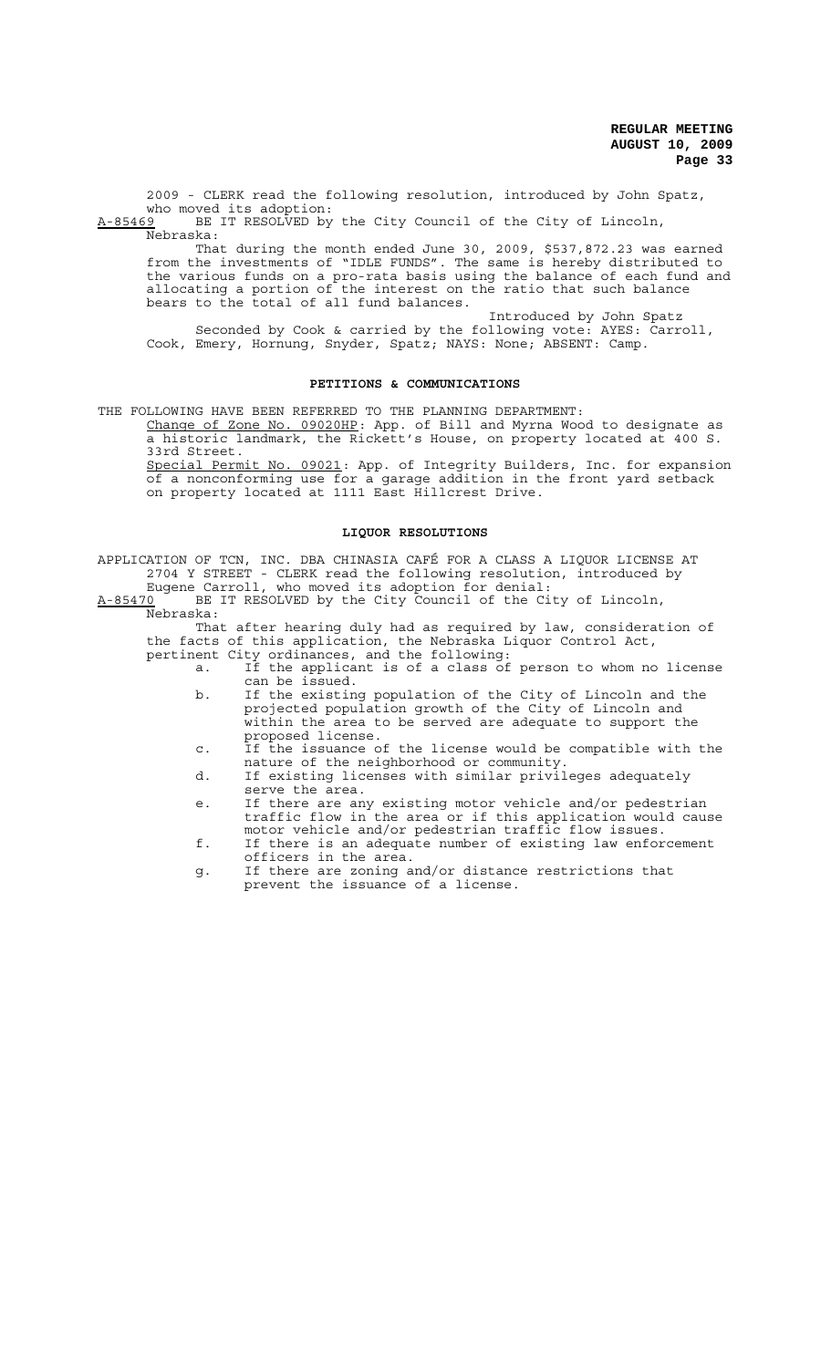2009 - CLERK read the following resolution, introduced by John Spatz, who moved its adoption:

A-85469 BE IT RESOLVED by the City Council of the City of Lincoln, Nebraska:

That during the month ended June 30, 2009, $537,872.23 was earned from the investments of "IDLE FUNDS". The same is hereby distributed to the various funds on a pro-rata basis using the balance of each fund and allocating a portion of the interest on the ratio that such balance bears to the total of all fund balances.

Introduced by John Spatz

Seconded by Cook & carried by the following vote: AYES: Carroll, Cook, Emery, Hornung, Snyder, Spatz; NAYS: None; ABSENT: Camp.

## PETITIONS & COMMUNICATIONS

THE FOLLOWING HAVE BEEN REFERRED TO THE PLANNING DEPARTMENT:

Change of Zone No. 09020HP: App. of Bill and Myrna Wood to designate as a historic landmark, the Rickett's House, on property located at 400 S. 33rd Street.

Special Permit No. 09021: App. of Integrity Builders, Inc. for expansion of a nonconforming use for a garage addition in the front yard setback on property located at 1111 East Hillcrest Drive.

## LIQUOR RESOLUTIONS

APPLICATION OF TCN, INC. DBA CHINASIA CAFÉ FOR A CLASS A LIQUOR LICENSE AT 2704 Y STREET - CLERK read the following resolution, introduced by Eugene Carroll, who moved its adoption for denial:

A-85470 BE IT RESOLVED by the City Council of the City of Lincoln, Nebraska:

That after hearing duly had as required by law, consideration of the facts of this application, the Nebraska Liquor Control Act, pertinent City ordinances, and the following:

a. If the applicant is of a class of person to whom no license can be issued.
b. If the existing population of the City of Lincoln and the projected population growth of the City of Lincoln and within the area to be served are adequate to support the proposed license.
c. If the issuance of the license would be compatible with the nature of the neighborhood or community.
d. If existing licenses with similar privileges adequately serve the area.
e. If there are any existing motor vehicle and/or pedestrian traffic flow in the area or if this application would cause motor vehicle and/or pedestrian traffic flow issues.
f. If there is an adequate number of existing law enforcement officers in the area.
g. If there are zoning and/or distance restrictions that prevent the issuance of a license.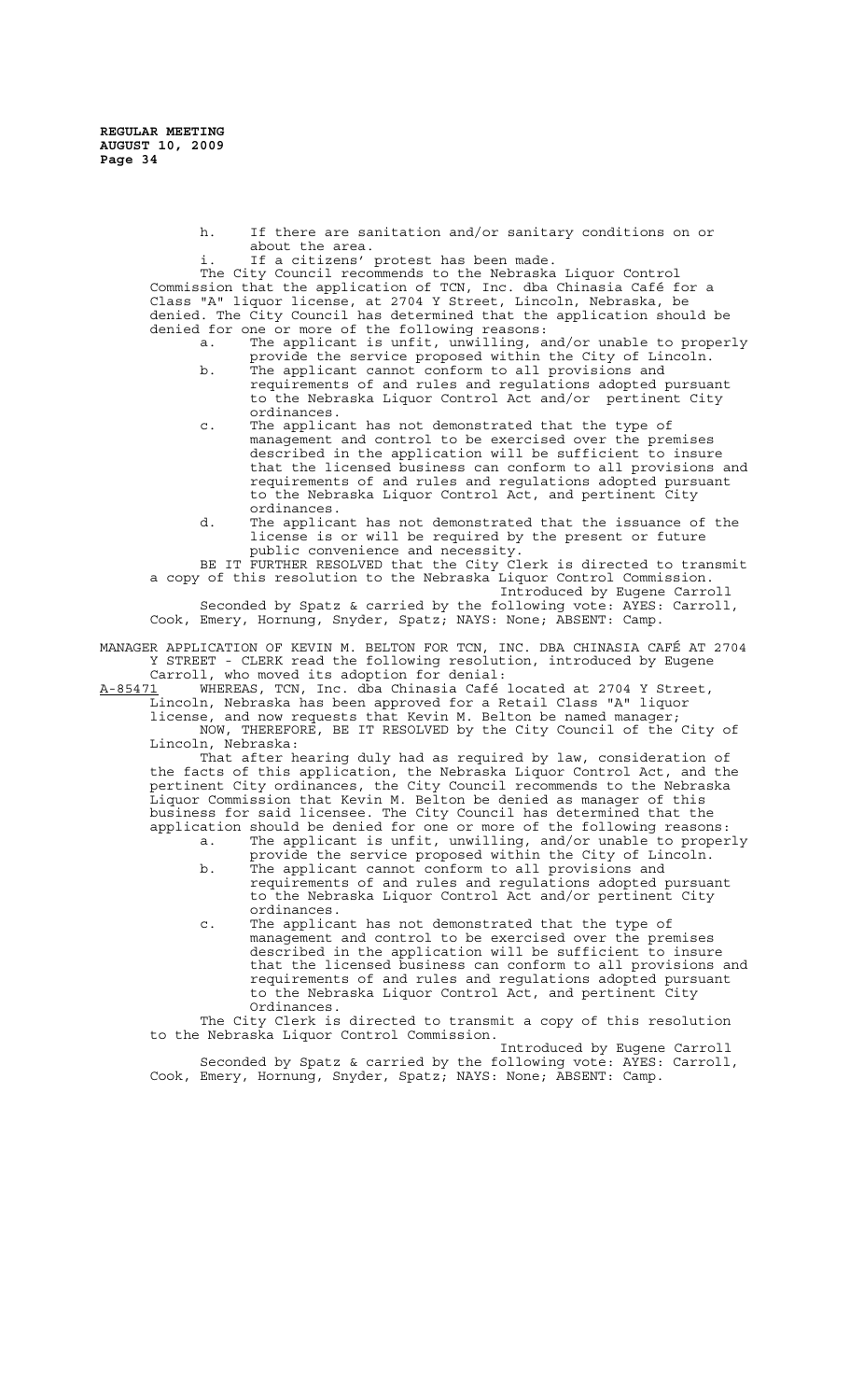h. If there are sanitation and/or sanitary conditions on or about the area.

i. If a citizens' protest has been made.

The City Council recommends to the Nebraska Liquor Control Commission that the application of TCN, Inc. dba Chinasia Café for a Class "A" liquor license, at 2704 Y Street, Lincoln, Nebraska, be denied. The City Council has determined that the application should be denied for one or more of the following reasons:

a. The applicant is unfit, unwilling, and/or unable to properly provide the service proposed within the City of Lincoln.

b. The applicant cannot conform to all provisions and requirements of and rules and regulations adopted pursuant to the Nebraska Liquor Control Act and/or pertinent City ordinances.

c. The applicant has not demonstrated that the type of management and control to be exercised over the premises described in the application will be sufficient to insure that the licensed business can conform to all provisions and requirements of and rules and regulations adopted pursuant to the Nebraska Liquor Control Act, and pertinent City ordinances.

d. The applicant has not demonstrated that the issuance of the license is or will be required by the present or future public convenience and necessity.

BE IT FURTHER RESOLVED that the City Clerk is directed to transmit a copy of this resolution to the Nebraska Liquor Control Commission.

Introduced by Eugene Carroll

Seconded by Spatz & carried by the following vote: AYES: Carroll, Cook, Emery, Hornung, Snyder, Spatz; NAYS: None; ABSENT: Camp.

MANAGER APPLICATION OF KEVIN M. BELTON FOR TCN, INC. DBA CHINASIA CAFÉ AT 2704 Y STREET - CLERK read the following resolution, introduced by Eugene Carroll, who moved its adoption for denial:

A-85471 WHEREAS, TCN, Inc. dba Chinasia Café located at 2704 Y Street, Lincoln, Nebraska has been approved for a Retail Class "A" liquor license, and now requests that Kevin M. Belton be named manager;

NOW, THEREFORE, BE IT RESOLVED by the City Council of the City of Lincoln, Nebraska:

That after hearing duly had as required by law, consideration of the facts of this application, the Nebraska Liquor Control Act, and the pertinent City ordinances, the City Council recommends to the Nebraska Liquor Commission that Kevin M. Belton be denied as manager of this business for said licensee. The City Council has determined that the application should be denied for one or more of the following reasons:

a. The applicant is unfit, unwilling, and/or unable to properly provide the service proposed within the City of Lincoln.

b. The applicant cannot conform to all provisions and requirements of and rules and regulations adopted pursuant to the Nebraska Liquor Control Act and/or pertinent City ordinances.

c. The applicant has not demonstrated that the type of management and control to be exercised over the premises described in the application will be sufficient to insure that the licensed business can conform to all provisions and requirements of and rules and regulations adopted pursuant to the Nebraska Liquor Control Act, and pertinent City Ordinances.

The City Clerk is directed to transmit a copy of this resolution to the Nebraska Liquor Control Commission.

Introduced by Eugene Carroll

Seconded by Spatz & carried by the following vote: AYES: Carroll, Cook, Emery, Hornung, Snyder, Spatz; NAYS: None; ABSENT: Camp.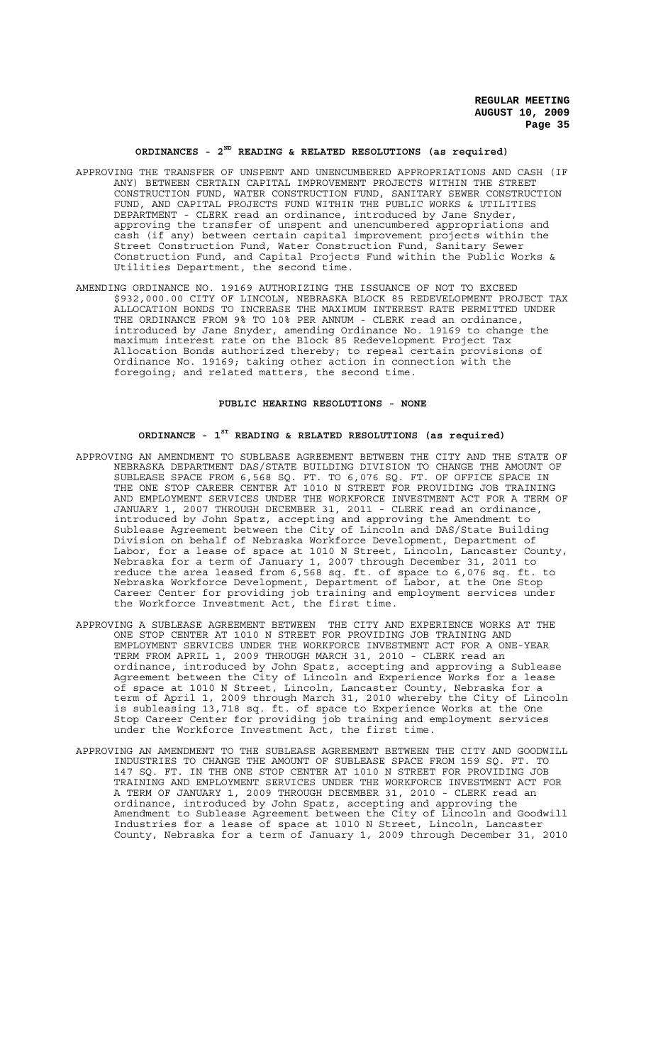## ORDINANCES - 2[ND] READING & RELATED RESOLUTIONS (as required)

APPROVING THE TRANSFER OF UNSPENT AND UNENCUMBERED APPROPRIATIONS AND CASH (IF ANY) BETWEEN CERTAIN CAPITAL IMPROVEMENT PROJECTS WITHIN THE STREET CONSTRUCTION FUND, WATER CONSTRUCTION FUND, SANITARY SEWER CONSTRUCTION FUND, AND CAPITAL PROJECTS FUND WITHIN THE PUBLIC WORKS & UTILITIES DEPARTMENT - CLERK read an ordinance, introduced by Jane Snyder, approving the transfer of unspent and unencumbered appropriations and cash (if any) between certain capital improvement projects within the Street Construction Fund, Water Construction Fund, Sanitary Sewer Construction Fund, and Capital Projects Fund within the Public Works & Utilities Department, the second time.

AMENDING ORDINANCE NO. 19169 AUTHORIZING THE ISSUANCE OF NOT TO EXCEED $932,000.00 CITY OF LINCOLN, NEBRASKA BLOCK 85 REDEVELOPMENT PROJECT TAX ALLOCATION BONDS TO INCREASE THE MAXIMUM INTEREST RATE PERMITTED UNDER THE ORDINANCE FROM 9% TO 10% PER ANNUM - CLERK read an ordinance, introduced by Jane Snyder, amending Ordinance No. 19169 to change the maximum interest rate on the Block 85 Redevelopment Project Tax Allocation Bonds authorized thereby; to repeal certain provisions of Ordinance No. 19169; taking other action in connection with the foregoing; and related matters, the second time.

## PUBLIC HEARING RESOLUTIONS - NONE

## ORDINANCE - 1[ST] READING & RELATED RESOLUTIONS (as required)

APPROVING AN AMENDMENT TO SUBLEASE AGREEMENT BETWEEN THE CITY AND THE STATE OF NEBRASKA DEPARTMENT DAS/STATE BUILDING DIVISION TO CHANGE THE AMOUNT OF SUBLEASE SPACE FROM 6,568 SQ. FT. TO 6,076 SQ. FT. OF OFFICE SPACE IN THE ONE STOP CAREER CENTER AT 1010 N STREET FOR PROVIDING JOB TRAINING AND EMPLOYMENT SERVICES UNDER THE WORKFORCE INVESTMENT ACT FOR A TERM OF JANUARY 1, 2007 THROUGH DECEMBER 31, 2011 - CLERK read an ordinance, introduced by John Spatz, accepting and approving the Amendment to Sublease Agreement between the City of Lincoln and DAS/State Building Division on behalf of Nebraska Workforce Development, Department of Labor, for a lease of space at 1010 N Street, Lincoln, Lancaster County, Nebraska for a term of January 1, 2007 through December 31, 2011 to reduce the area leased from 6,568 sq. ft. of space to 6,076 sq. ft. to Nebraska Workforce Development, Department of Labor, at the One Stop Career Center for providing job training and employment services under the Workforce Investment Act, the first time.

APPROVING A SUBLEASE AGREEMENT BETWEEN THE CITY AND EXPERIENCE WORKS AT THE ONE STOP CENTER AT 1010 N STREET FOR PROVIDING JOB TRAINING AND EMPLOYMENT SERVICES UNDER THE WORKFORCE INVESTMENT ACT FOR A ONE-YEAR TERM FROM APRIL 1, 2009 THROUGH MARCH 31, 2010 - CLERK read an ordinance, introduced by John Spatz, accepting and approving a Sublease Agreement between the City of Lincoln and Experience Works for a lease of space at 1010 N Street, Lincoln, Lancaster County, Nebraska for a term of April 1, 2009 through March 31, 2010 whereby the City of Lincoln is subleasing 13,718 sq. ft. of space to Experience Works at the One Stop Career Center for providing job training and employment services under the Workforce Investment Act, the first time.

APPROVING AN AMENDMENT TO THE SUBLEASE AGREEMENT BETWEEN THE CITY AND GOODWILL INDUSTRIES TO CHANGE THE AMOUNT OF SUBLEASE SPACE FROM 159 SQ. FT. TO 147 SQ. FT. IN THE ONE STOP CENTER AT 1010 N STREET FOR PROVIDING JOB TRAINING AND EMPLOYMENT SERVICES UNDER THE WORKFORCE INVESTMENT ACT FOR A TERM OF JANUARY 1, 2009 THROUGH DECEMBER 31, 2010 - CLERK read an ordinance, introduced by John Spatz, accepting and approving the Amendment to Sublease Agreement between the City of Lincoln and Goodwill Industries for a lease of space at 1010 N Street, Lincoln, Lancaster County, Nebraska for a term of January 1, 2009 through December 31, 2010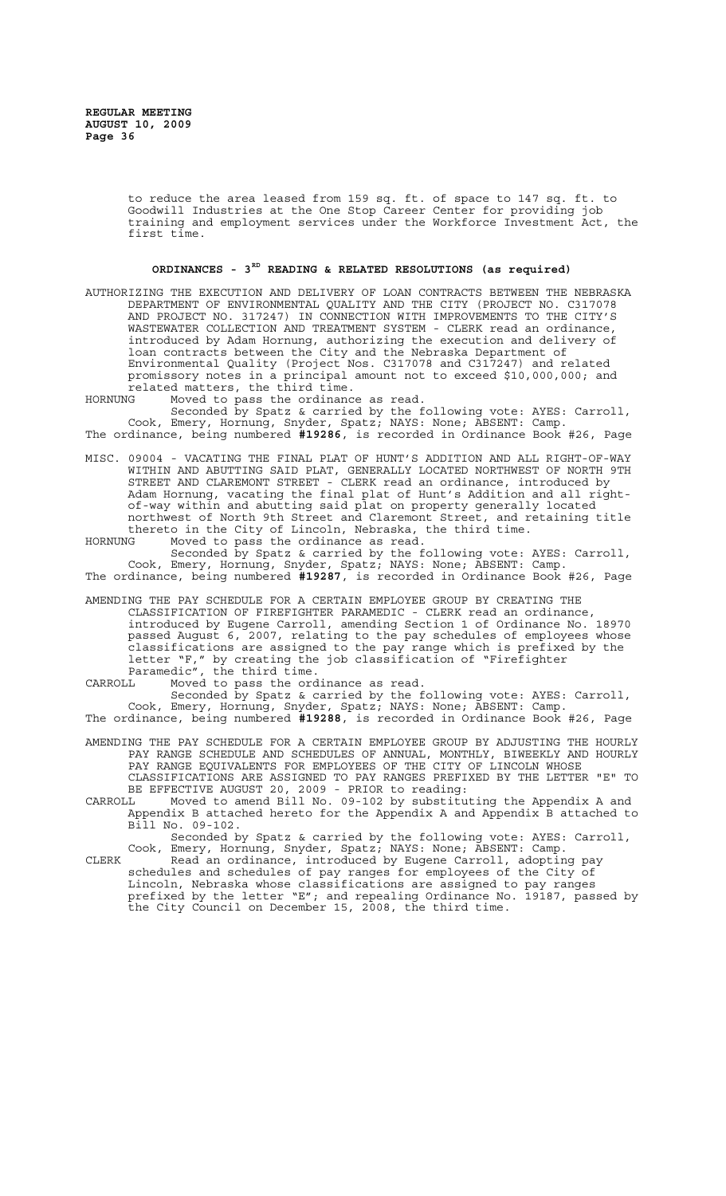to reduce the area leased from 159 sq. ft. of space to 147 sq. ft. to Goodwill Industries at the One Stop Career Center for providing job training and employment services under the Workforce Investment Act, the first time.

## ORDINANCES - 3RD READING & RELATED RESOLUTIONS (as required)

AUTHORIZING THE EXECUTION AND DELIVERY OF LOAN CONTRACTS BETWEEN THE NEBRASKA DEPARTMENT OF ENVIRONMENTAL QUALITY AND THE CITY (PROJECT NO. C317078 AND PROJECT NO. 317247) IN CONNECTION WITH IMPROVEMENTS TO THE CITY'S WASTEWATER COLLECTION AND TREATMENT SYSTEM - CLERK read an ordinance, introduced by Adam Hornung, authorizing the execution and delivery of loan contracts between the City and the Nebraska Department of Environmental Quality (Project Nos. C317078 and C317247) and related promissory notes in a principal amount not to exceed $10,000,000; and related matters, the third time.

HORNUNG Moved to pass the ordinance as read.

Seconded by Spatz & carried by the following vote: AYES: Carroll, Cook, Emery, Hornung, Snyder, Spatz; NAYS: None; ABSENT: Camp.

The ordinance, being numbered **#19286**, is recorded in Ordinance Book #26, Page

MISC. 09004 - VACATING THE FINAL PLAT OF HUNT'S ADDITION AND ALL RIGHT-OF-WAY WITHIN AND ABUTTING SAID PLAT, GENERALLY LOCATED NORTHWEST OF NORTH 9TH STREET AND CLAREMONT STREET - CLERK read an ordinance, introduced by Adam Hornung, vacating the final plat of Hunt's Addition and all right-of-way within and abutting said plat on property generally located northwest of North 9th Street and Claremont Street, and retaining title thereto in the City of Lincoln, Nebraska, the third time.

HORNUNG Moved to pass the ordinance as read.

Seconded by Spatz & carried by the following vote: AYES: Carroll, Cook, Emery, Hornung, Snyder, Spatz; NAYS: None; ABSENT: Camp.

The ordinance, being numbered **#19287**, is recorded in Ordinance Book #26, Page

AMENDING THE PAY SCHEDULE FOR A CERTAIN EMPLOYEE GROUP BY CREATING THE CLASSIFICATION OF FIREFIGHTER PARAMEDIC - CLERK read an ordinance, introduced by Eugene Carroll, amending Section 1 of Ordinance No. 18970 passed August 6, 2007, relating to the pay schedules of employees whose classifications are assigned to the pay range which is prefixed by the letter "F," by creating the job classification of "Firefighter Paramedic", the third time.

CARROLL Moved to pass the ordinance as read.

Seconded by Spatz & carried by the following vote: AYES: Carroll, Cook, Emery, Hornung, Snyder, Spatz; NAYS: None; ABSENT: Camp.

The ordinance, being numbered **#19288**, is recorded in Ordinance Book #26, Page

AMENDING THE PAY SCHEDULE FOR A CERTAIN EMPLOYEE GROUP BY ADJUSTING THE HOURLY PAY RANGE SCHEDULE AND SCHEDULES OF ANNUAL, MONTHLY, BIWEEKLY AND HOURLY PAY RANGE EQUIVALENTS FOR EMPLOYEES OF THE CITY OF LINCOLN WHOSE CLASSIFICATIONS ARE ASSIGNED TO PAY RANGES PREFIXED BY THE LETTER "E" TO BE EFFECTIVE AUGUST 20, 2009 - PRIOR to reading:

CARROLL Moved to amend Bill No. 09-102 by substituting the Appendix A and Appendix B attached hereto for the Appendix A and Appendix B attached to Bill No. 09-102.

Seconded by Spatz & carried by the following vote: AYES: Carroll, Cook, Emery, Hornung, Snyder, Spatz; NAYS: None; ABSENT: Camp.

CLERK Read an ordinance, introduced by Eugene Carroll, adopting pay schedules and schedules of pay ranges for employees of the City of Lincoln, Nebraska whose classifications are assigned to pay ranges prefixed by the letter "E"; and repealing Ordinance No. 19187, passed by the City Council on December 15, 2008, the third time.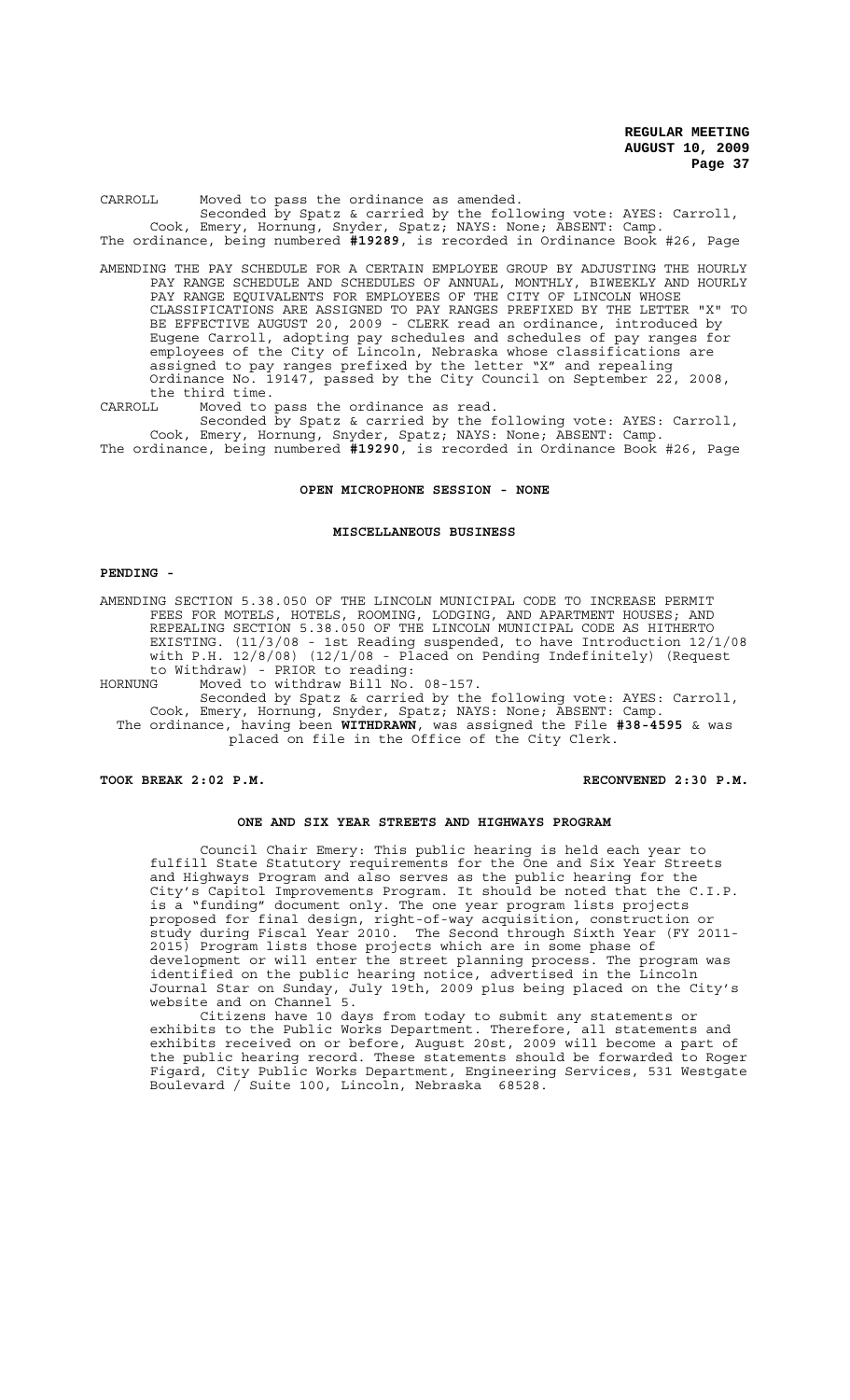CARROLL Moved to pass the ordinance as amended.

Seconded by Spatz & carried by the following vote: AYES: Carroll, Cook, Emery, Hornung, Snyder, Spatz; NAYS: None; ABSENT: Camp.

The ordinance, being numbered **#19289**, is recorded in Ordinance Book #26, Page

AMENDING THE PAY SCHEDULE FOR A CERTAIN EMPLOYEE GROUP BY ADJUSTING THE HOURLY PAY RANGE SCHEDULE AND SCHEDULES OF ANNUAL, MONTHLY, BIWEEKLY AND HOURLY PAY RANGE EQUIVALENTS FOR EMPLOYEES OF THE CITY OF LINCOLN WHOSE CLASSIFICATIONS ARE ASSIGNED TO PAY RANGES PREFIXED BY THE LETTER "X" TO BE EFFECTIVE AUGUST 20, 2009 - CLERK read an ordinance, introduced by Eugene Carroll, adopting pay schedules and schedules of pay ranges for employees of the City of Lincoln, Nebraska whose classifications are assigned to pay ranges prefixed by the letter "X" and repealing Ordinance No. 19147, passed by the City Council on September 22, 2008, the third time.

CARROLL Moved to pass the ordinance as read.

Seconded by Spatz & carried by the following vote: AYES: Carroll, Cook, Emery, Hornung, Snyder, Spatz; NAYS: None; ABSENT: Camp.

The ordinance, being numbered **#19290**, is recorded in Ordinance Book #26, Page

## OPEN MICROPHONE SESSION - NONE

## MISCELLANEOUS BUSINESS

**PENDING -**

AMENDING SECTION 5.38.050 OF THE LINCOLN MUNICIPAL CODE TO INCREASE PERMIT FEES FOR MOTELS, HOTELS, ROOMING, LODGING, AND APARTMENT HOUSES; AND REPEALING SECTION 5.38.050 OF THE LINCOLN MUNICIPAL CODE AS HITHERTO EXISTING. (11/3/08 - 1st Reading suspended, to have Introduction 12/1/08 with P.H. 12/8/08) (12/1/08 - Placed on Pending Indefinitely) (Request to Withdraw) - PRIOR to reading:

HORNUNG Moved to withdraw Bill No. 08-157.

Seconded by Spatz & carried by the following vote: AYES: Carroll, Cook, Emery, Hornung, Snyder, Spatz; NAYS: None; ABSENT: Camp.

The ordinance, having been **WITHDRAWN**, was assigned the File **#38-4595** & was placed on file in the Office of the City Clerk.

**TOOK BREAK 2:02 P.M.** **RECONVENED 2:30 P.M.**

## ONE AND SIX YEAR STREETS AND HIGHWAYS PROGRAM

Council Chair Emery: This public hearing is held each year to fulfill State Statutory requirements for the One and Six Year Streets and Highways Program and also serves as the public hearing for the City's Capitol Improvements Program. It should be noted that the C.I.P. is a "funding" document only. The one year program lists projects proposed for final design, right-of-way acquisition, construction or study during Fiscal Year 2010. The Second through Sixth Year (FY 2011-2015) Program lists those projects which are in some phase of development or will enter the street planning process. The program was identified on the public hearing notice, advertised in the Lincoln Journal Star on Sunday, July 19th, 2009 plus being placed on the City's website and on Channel 5.

Citizens have 10 days from today to submit any statements or exhibits to the Public Works Department. Therefore, all statements and exhibits received on or before, August 20st, 2009 will become a part of the public hearing record. These statements should be forwarded to Roger Figard, City Public Works Department, Engineering Services, 531 Westgate Boulevard / Suite 100, Lincoln, Nebraska 68528.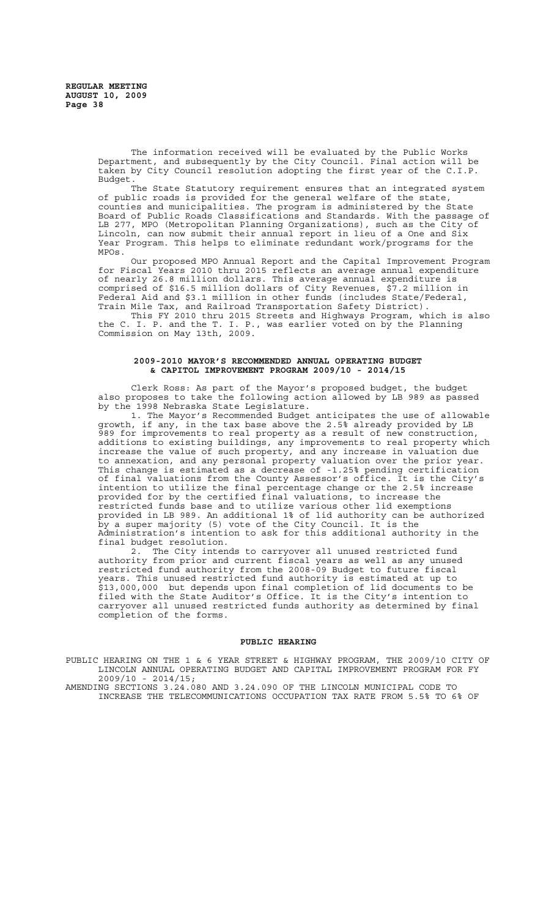The information received will be evaluated by the Public Works Department, and subsequently by the City Council. Final action will be taken by City Council resolution adopting the first year of the C.I.P. Budget.

The State Statutory requirement ensures that an integrated system of public roads is provided for the general welfare of the state, counties and municipalities. The program is administered by the State Board of Public Roads Classifications and Standards. With the passage of LB 277, MPO (Metropolitan Planning Organizations), such as the City of Lincoln, can now submit their annual report in lieu of a One and Six Year Program. This helps to eliminate redundant work/programs for the MPOs.

Our proposed MPO Annual Report and the Capital Improvement Program for Fiscal Years 2010 thru 2015 reflects an average annual expenditure of nearly 26.8 million dollars. This average annual expenditure is comprised of $16.5 million dollars of City Revenues, $7.2 million in Federal Aid and $3.1 million in other funds (includes State/Federal, Train Mile Tax, and Railroad Transportation Safety District).

This FY 2010 thru 2015 Streets and Highways Program, which is also the C. I. P. and the T. I. P., was earlier voted on by the Planning Commission on May 13th, 2009.

**2009-2010 MAYOR'S RECOMMENDED ANNUAL OPERATING BUDGET & CAPITOL IMPROVEMENT PROGRAM 2009/10 - 2014/15**

Clerk Ross: As part of the Mayor's proposed budget, the budget also proposes to take the following action allowed by LB 989 as passed by the 1998 Nebraska State Legislature.

1. The Mayor's Recommended Budget anticipates the use of allowable growth, if any, in the tax base above the 2.5% already provided by LB 989 for improvements to real property as a result of new construction, additions to existing buildings, any improvements to real property which increase the value of such property, and any increase in valuation due to annexation, and any personal property valuation over the prior year. This change is estimated as a decrease of -1.25% pending certification of final valuations from the County Assessor's office. It is the City's intention to utilize the final percentage change or the 2.5% increase provided for by the certified final valuations, to increase the restricted funds base and to utilize various other lid exemptions provided in LB 989. An additional 1% of lid authority can be authorized by a super majority (5) vote of the City Council. It is the Administration's intention to ask for this additional authority in the final budget resolution.

2. The City intends to carryover all unused restricted fund authority from prior and current fiscal years as well as any unused restricted fund authority from the 2008-09 Budget to future fiscal years. This unused restricted fund authority is estimated at up to $13,000,000 but depends upon final completion of lid documents to be filed with the State Auditor's Office. It is the City's intention to carryover all unused restricted funds authority as determined by final completion of the forms.

**PUBLIC HEARING**

PUBLIC HEARING ON THE 1 & 6 YEAR STREET & HIGHWAY PROGRAM, THE 2009/10 CITY OF LINCOLN ANNUAL OPERATING BUDGET AND CAPITAL IMPROVEMENT PROGRAM FOR FY 2009/10 - 2014/15;

AMENDING SECTIONS 3.24.080 AND 3.24.090 OF THE LINCOLN MUNICIPAL CODE TO INCREASE THE TELECOMMUNICATIONS OCCUPATION TAX RATE FROM 5.5% TO 6% OF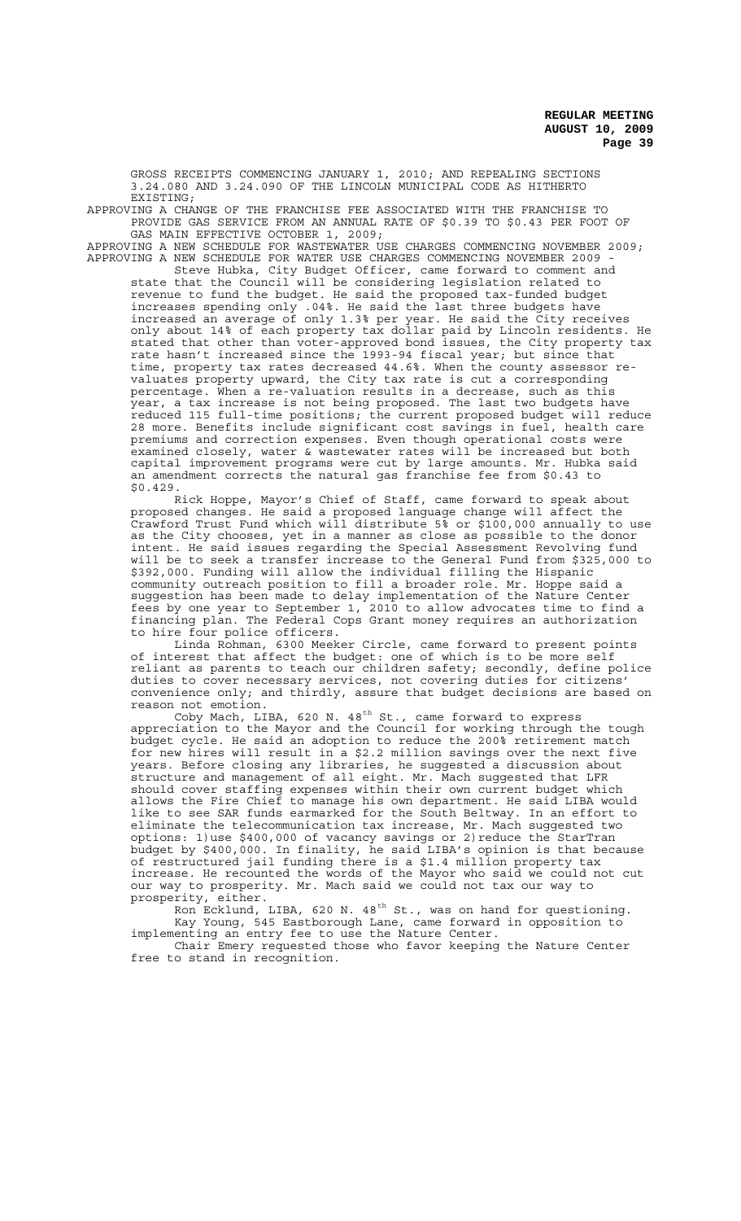GROSS RECEIPTS COMMENCING JANUARY 1, 2010; AND REPEALING SECTIONS 3.24.080 AND 3.24.090 OF THE LINCOLN MUNICIPAL CODE AS HITHERTO EXISTING;

APPROVING A CHANGE OF THE FRANCHISE FEE ASSOCIATED WITH THE FRANCHISE TO PROVIDE GAS SERVICE FROM AN ANNUAL RATE OF $0.39 TO $0.43 PER FOOT OF GAS MAIN EFFECTIVE OCTOBER 1, 2009;

APPROVING A NEW SCHEDULE FOR WASTEWATER USE CHARGES COMMENCING NOVEMBER 2009;

APPROVING A NEW SCHEDULE FOR WATER USE CHARGES COMMENCING NOVEMBER 2009 - Steve Hubka, City Budget Officer, came forward to comment and state that the Council will be considering legislation related to revenue to fund the budget. He said the proposed tax-funded budget increases spending only .04%. He said the last three budgets have increased an average of only 1.3% per year. He said the City receives only about 14% of each property tax dollar paid by Lincoln residents. He stated that other than voter-approved bond issues, the City property tax rate hasn't increased since the 1993-94 fiscal year; but since that time, property tax rates decreased 44.6%. When the county assessor re-valuates property upward, the City tax rate is cut a corresponding percentage. When a re-valuation results in a decrease, such as this year, a tax increase is not being proposed. The last two budgets have reduced 115 full-time positions; the current proposed budget will reduce 28 more. Benefits include significant cost savings in fuel, health care premiums and correction expenses. Even though operational costs were examined closely, water & wastewater rates will be increased but both capital improvement programs were cut by large amounts. Mr. Hubka said an amendment corrects the natural gas franchise fee from $0.43 to $0.429.

Rick Hoppe, Mayor's Chief of Staff, came forward to speak about proposed changes. He said a proposed language change will affect the Crawford Trust Fund which will distribute 5% or $100,000 annually to use as the City chooses, yet in a manner as close as possible to the donor intent. He said issues regarding the Special Assessment Revolving fund will be to seek a transfer increase to the General Fund from $325,000 to $392,000. Funding will allow the individual filling the Hispanic community outreach position to fill a broader role. Mr. Hoppe said a suggestion has been made to delay implementation of the Nature Center fees by one year to September 1, 2010 to allow advocates time to find a financing plan. The Federal Cops Grant money requires an authorization to hire four police officers.

Linda Rohman, 6300 Meeker Circle, came forward to present points of interest that affect the budget: one of which is to be more self reliant as parents to teach our children safety; secondly, define police duties to cover necessary services, not covering duties for citizens' convenience only; and thirdly, assure that budget decisions are based on reason not emotion.

Coby Mach, LIBA, 620 N. 48th St., came forward to express appreciation to the Mayor and the Council for working through the tough budget cycle. He said an adoption to reduce the 200% retirement match for new hires will result in a $2.2 million savings over the next five years. Before closing any libraries, he suggested a discussion about structure and management of all eight. Mr. Mach suggested that LFR should cover staffing expenses within their own current budget which allows the Fire Chief to manage his own department. He said LIBA would like to see SAR funds earmarked for the South Beltway. In an effort to eliminate the telecommunication tax increase, Mr. Mach suggested two options: 1) use $400,000 of vacancy savings or 2) reduce the StarTran budget by $400,000. In finality, he said LIBA's opinion is that because of restructured jail funding there is a $1.4 million property tax increase. He recounted the words of the Mayor who said we could not cut our way to prosperity. Mr. Mach said we could not tax our way to prosperity, either.

Ron Ecklund, LIBA, 620 N. 48th St., was on hand for questioning.

Kay Young, 545 Eastborough Lane, came forward in opposition to implementing an entry fee to use the Nature Center.

Chair Emery requested those who favor keeping the Nature Center free to stand in recognition.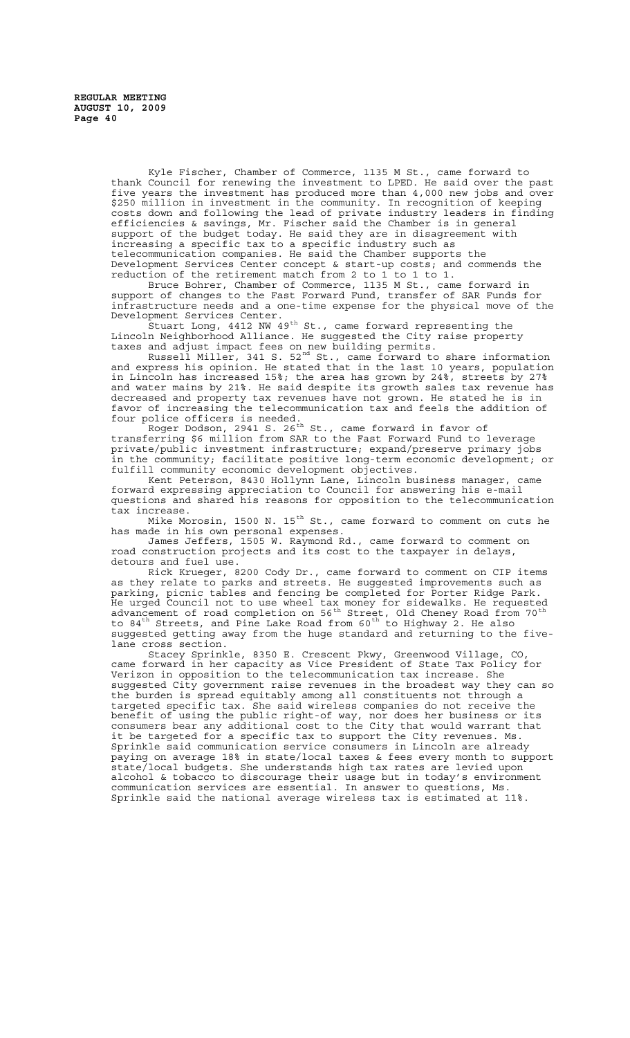Kyle Fischer, Chamber of Commerce, 1135 M St., came forward to thank Council for renewing the investment to LPED. He said over the past five years the investment has produced more than 4,000 new jobs and over $250 million in investment in the community. In recognition of keeping costs down and following the lead of private industry leaders in finding efficiencies & savings, Mr. Fischer said the Chamber is in general support of the budget today. He said they are in disagreement with increasing a specific tax to a specific industry such as telecommunication companies. He said the Chamber supports the Development Services Center concept & start-up costs; and commends the reduction of the retirement match from 2 to 1 to 1 to 1.

Bruce Bohrer, Chamber of Commerce, 1135 M St., came forward in support of changes to the Fast Forward Fund, transfer of SAR Funds for infrastructure needs and a one-time expense for the physical move of the Development Services Center.

Stuart Long, 4412 NW 49th St., came forward representing the Lincoln Neighborhood Alliance. He suggested the City raise property taxes and adjust impact fees on new building permits.

Russell Miller, 341 S. 52nd St., came forward to share information and express his opinion. He stated that in the last 10 years, population in Lincoln has increased 15%; the area has grown by 24%, streets by 27% and water mains by 21%. He said despite its growth sales tax revenue has decreased and property tax revenues have not grown. He stated he is in favor of increasing the telecommunication tax and feels the addition of four police officers is needed.

Roger Dodson, 2941 S. 26th St., came forward in favor of transferring $6 million from SAR to the Fast Forward Fund to leverage private/public investment infrastructure; expand/preserve primary jobs in the community; facilitate positive long-term economic development; or fulfill community economic development objectives.

Kent Peterson, 8430 Hollynn Lane, Lincoln business manager, came forward expressing appreciation to Council for answering his e-mail questions and shared his reasons for opposition to the telecommunication tax increase.

Mike Morosin, 1500 N. 15th St., came forward to comment on cuts he has made in his own personal expenses.

James Jeffers, 1505 W. Raymond Rd., came forward to comment on road construction projects and its cost to the taxpayer in delays, detours and fuel use.

Rick Krueger, 8200 Cody Dr., came forward to comment on CIP items as they relate to parks and streets. He suggested improvements such as parking, picnic tables and fencing be completed for Porter Ridge Park. He urged Council not to use wheel tax money for sidewalks. He requested advancement of road completion on 56th Street, Old Cheney Road from 70th to 84th Streets, and Pine Lake Road from 60th to Highway 2. He also suggested getting away from the huge standard and returning to the five-lane cross section.

Stacey Sprinkle, 8350 E. Crescent Pkwy, Greenwood Village, CO, came forward in her capacity as Vice President of State Tax Policy for Verizon in opposition to the telecommunication tax increase. She suggested City government raise revenues in the broadest way they can so the burden is spread equitably among all constituents not through a targeted specific tax. She said wireless companies do not receive the benefit of using the public right-of way, nor does her business or its consumers bear any additional cost to the City that would warrant that it be targeted for a specific tax to support the City revenues. Ms. Sprinkle said communication service consumers in Lincoln are already paying on average 18% in state/local taxes & fees every month to support state/local budgets. She understands high tax rates are levied upon alcohol & tobacco to discourage their usage but in today's environment communication services are essential. In answer to questions, Ms. Sprinkle said the national average wireless tax is estimated at 11%.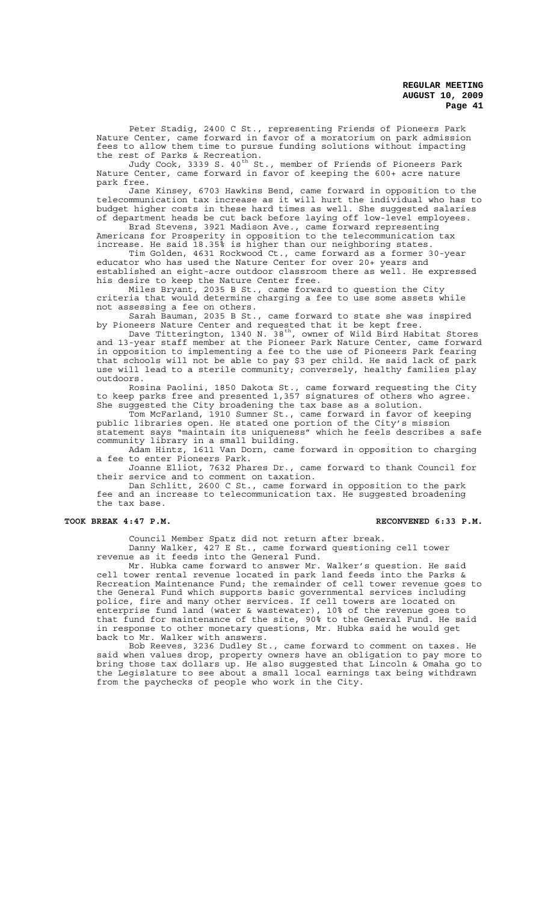Peter Stadig, 2400 C St., representing Friends of Pioneers Park Nature Center, came forward in favor of a moratorium on park admission fees to allow them time to pursue funding solutions without impacting the rest of Parks & Recreation.

Judy Cook, 3339 S. 40th St., member of Friends of Pioneers Park Nature Center, came forward in favor of keeping the 600+ acre nature park free.

Jane Kinsey, 6703 Hawkins Bend, came forward in opposition to the telecommunication tax increase as it will hurt the individual who has to budget higher costs in these hard times as well. She suggested salaries of department heads be cut back before laying off low-level employees.

Brad Stevens, 3921 Madison Ave., came forward representing Americans for Prosperity in opposition to the telecommunication tax increase. He said 18.35% is higher than our neighboring states.

Tim Golden, 4631 Rockwood Ct., came forward as a former 30-year educator who has used the Nature Center for over 20+ years and established an eight-acre outdoor classroom there as well. He expressed his desire to keep the Nature Center free.

Miles Bryant, 2035 B St., came forward to question the City criteria that would determine charging a fee to use some assets while not assessing a fee on others.

Sarah Bauman, 2035 B St., came forward to state she was inspired by Pioneers Nature Center and requested that it be kept free.

Dave Titterington, 1340 N. 38th, owner of Wild Bird Habitat Stores and 13-year staff member at the Pioneer Park Nature Center, came forward in opposition to implementing a fee to the use of Pioneers Park fearing that schools will not be able to pay $3 per child. He said lack of park use will lead to a sterile community; conversely, healthy families play outdoors.

Rosina Paolini, 1850 Dakota St., came forward requesting the City to keep parks free and presented 1,357 signatures of others who agree. She suggested the City broadening the tax base as a solution.

Tom McFarland, 1910 Sumner St., came forward in favor of keeping public libraries open. He stated one portion of the City's mission statement says "maintain its uniqueness" which he feels describes a safe community library in a small building.

Adam Hintz, 1611 Van Dorn, came forward in opposition to charging a fee to enter Pioneers Park.

Joanne Elliot, 7632 Phares Dr., came forward to thank Council for their service and to comment on taxation.

Dan Schlitt, 2600 C St., came forward in opposition to the park fee and an increase to telecommunication tax. He suggested broadening the tax base.

**TOOK BREAK 4:47 P.M.** **RECONVENED 6:33 P.M.**

Council Member Spatz did not return after break.

Danny Walker, 427 E St., came forward questioning cell tower revenue as it feeds into the General Fund.

Mr. Hubka came forward to answer Mr. Walker's question. He said cell tower rental revenue located in park land feeds into the Parks & Recreation Maintenance Fund; the remainder of cell tower revenue goes to the General Fund which supports basic governmental services including police, fire and many other services. If cell towers are located on enterprise fund land (water & wastewater), 10% of the revenue goes to that fund for maintenance of the site, 90% to the General Fund. He said in response to other monetary questions, Mr. Hubka said he would get back to Mr. Walker with answers.

Bob Reeves, 3236 Dudley St., came forward to comment on taxes. He said when values drop, property owners have an obligation to pay more to bring those tax dollars up. He also suggested that Lincoln & Omaha go to the Legislature to see about a small local earnings tax being withdrawn from the paychecks of people who work in the City.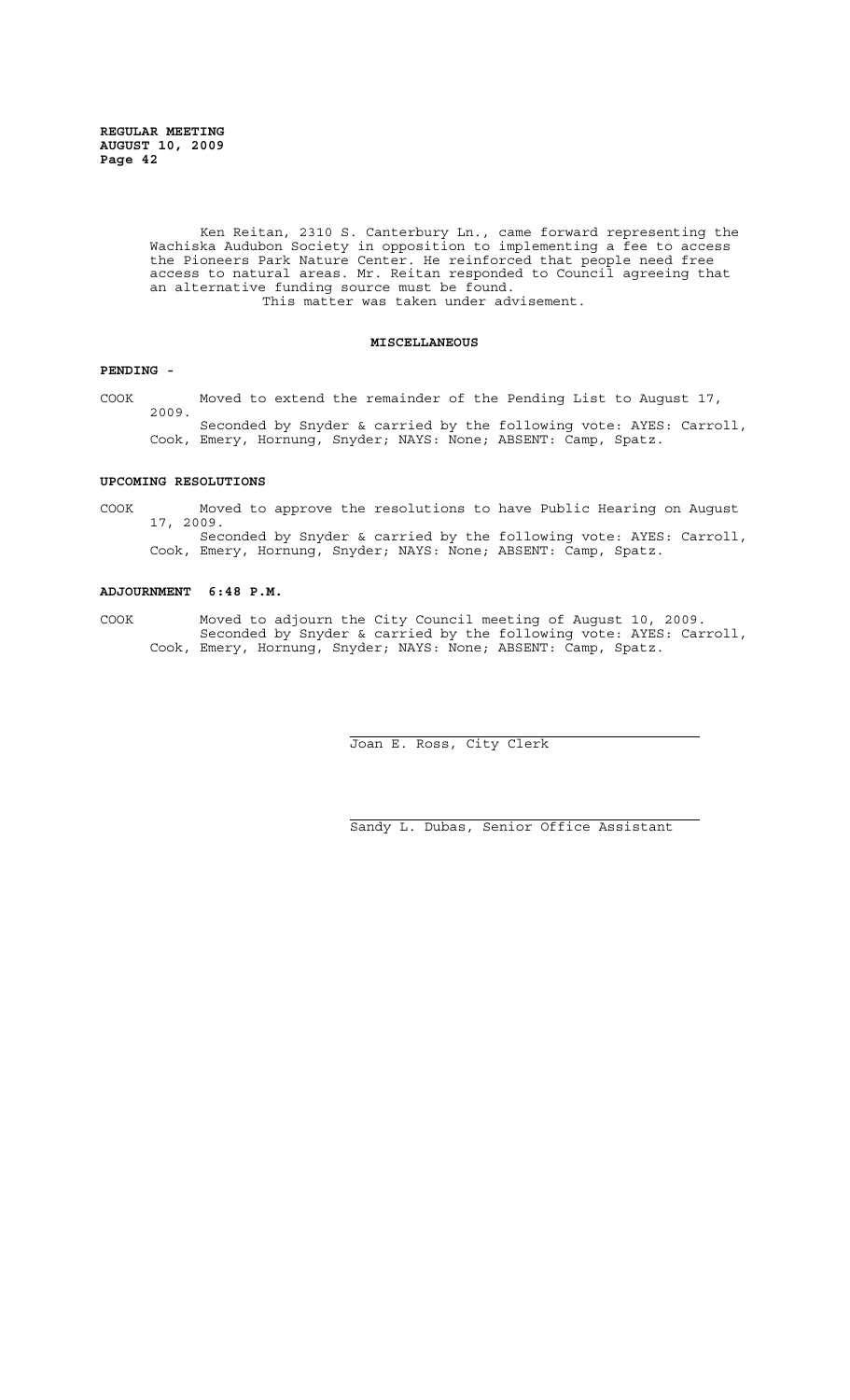Ken Reitan, 2310 S. Canterbury Ln., came forward representing the Wachiska Audubon Society in opposition to implementing a fee to access the Pioneers Park Nature Center. He reinforced that people need free access to natural areas. Mr. Reitan responded to Council agreeing that an alternative funding source must be found.

This matter was taken under advisement.

## MISCELLANEOUS

**PENDING -**

COOK Moved to extend the remainder of the Pending List to August 17, 2009.

Seconded by Snyder & carried by the following vote: AYES: Carroll, Cook, Emery, Hornung, Snyder; NAYS: None; ABSENT: Camp, Spatz.

**UPCOMING RESOLUTIONS**

COOK Moved to approve the resolutions to have Public Hearing on August 17, 2009.

Seconded by Snyder & carried by the following vote: AYES: Carroll, Cook, Emery, Hornung, Snyder; NAYS: None; ABSENT: Camp, Spatz.

**ADJOURNMENT 6:48 P.M.**

COOK Moved to adjourn the City Council meeting of August 10, 2009.

Seconded by Snyder & carried by the following vote: AYES: Carroll, Cook, Emery, Hornung, Snyder; NAYS: None; ABSENT: Camp, Spatz.

Joan E. Ross, City Clerk

Sandy L. Dubas, Senior Office Assistant